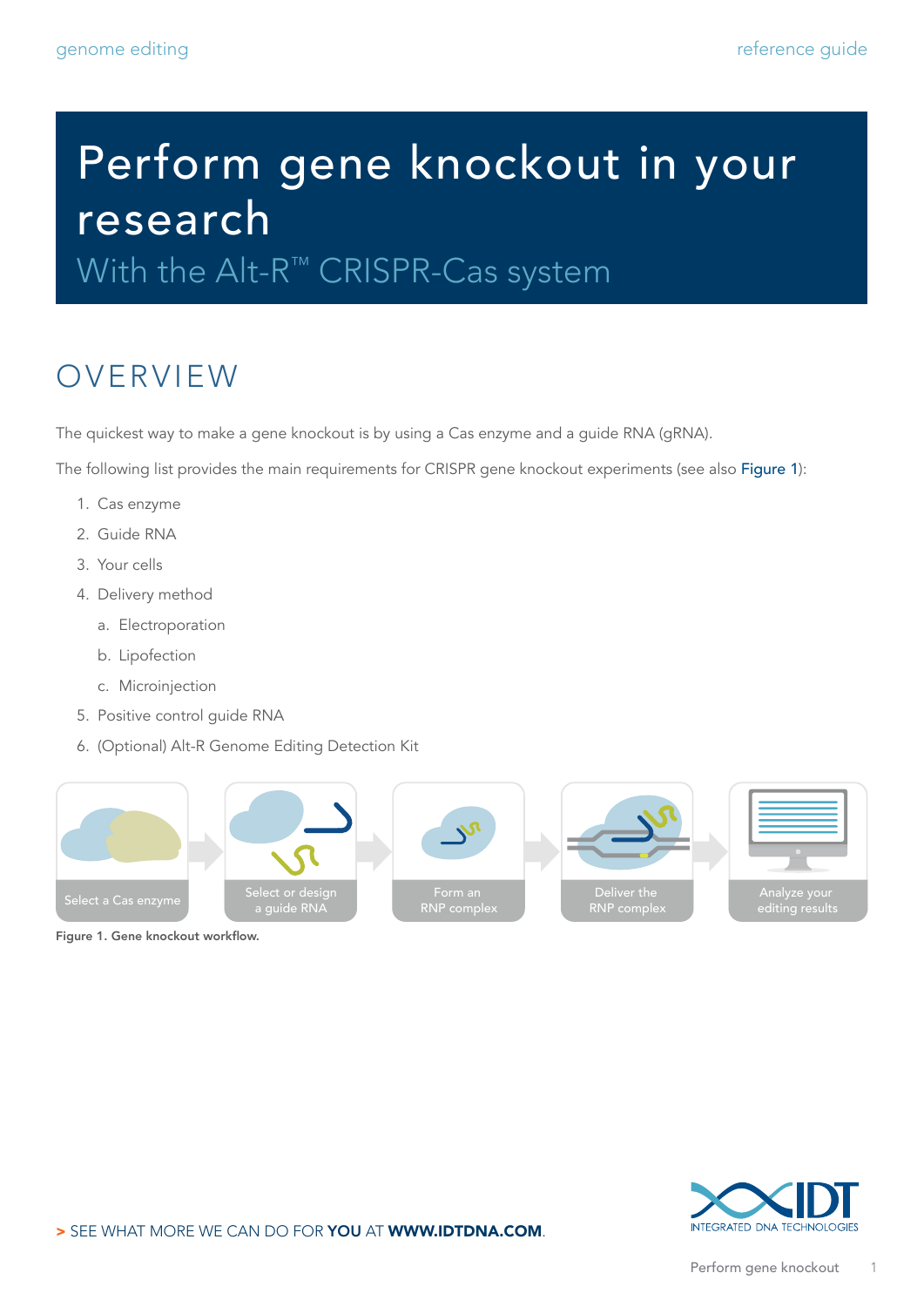# Perform gene knockout in your research

## With the Alt-R™ CRISPR-Cas system

## OVERVIEW

The quickest way to make a gene knockout is by using a Cas enzyme and a guide RNA (gRNA).

The following list provides the main requirements for CRISPR gene knockout experiments (see also Figure 1):

1. Cas enzyme
2. Guide RNA
3. Your cells
4. Delivery method
   a. Electroporation
   b. Lipofection
   c. Microinjection
5. Positive control guide RNA
6. (Optional) Alt-R Genome Editing Detection Kit

Select a Cas enzyme → Select or design a guide RNA → Form an RNP complex → Deliver the RNP complex → Analyze your editing results

**Figure 1. Gene knockout workflow.**

> SEE WHAT MORE WE CAN DO FOR **YOU** AT **WWW.IDTDNA.COM**.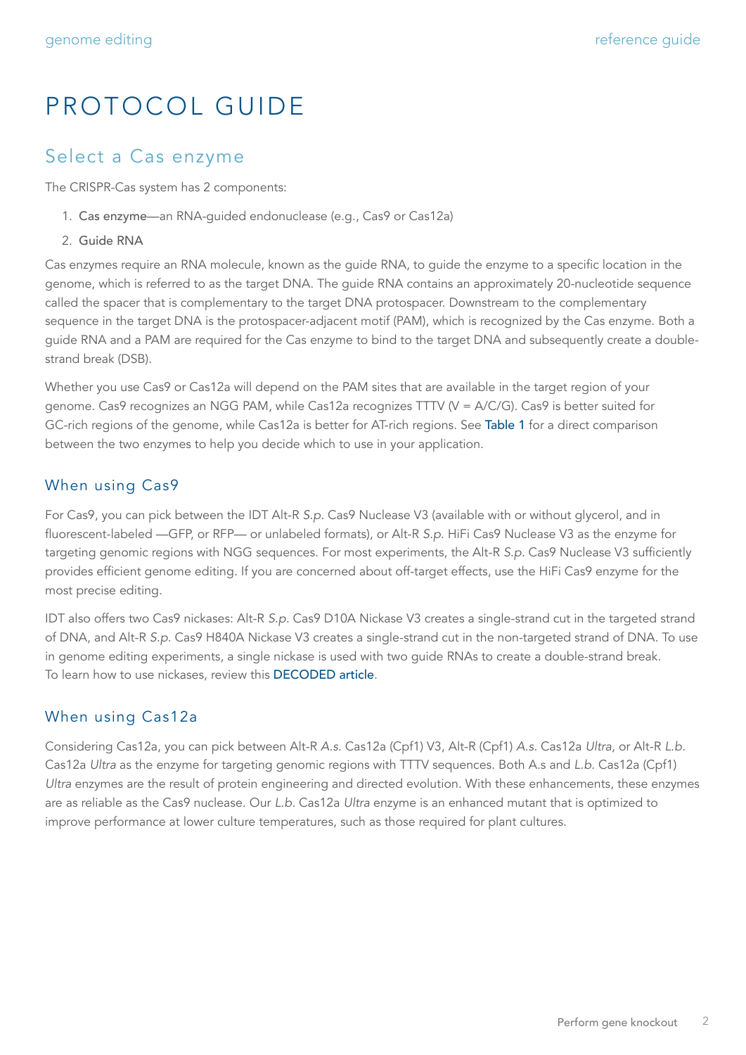# PROTOCOL GUIDE

## Select a Cas enzyme

The CRISPR-Cas system has 2 components:

1. Cas enzyme—an RNA-guided endonuclease (e.g., Cas9 or Cas12a)
2. Guide RNA

Cas enzymes require an RNA molecule, known as the guide RNA, to guide the enzyme to a specific location in the genome, which is referred to as the target DNA. The guide RNA contains an approximately 20-nucleotide sequence called the spacer that is complementary to the target DNA protospacer. Downstream to the complementary sequence in the target DNA is the protospacer-adjacent motif (PAM), which is recognized by the Cas enzyme. Both a guide RNA and a PAM are required for the Cas enzyme to bind to the target DNA and subsequently create a double-strand break (DSB).

Whether you use Cas9 or Cas12a will depend on the PAM sites that are available in the target region of your genome. Cas9 recognizes an NGG PAM, while Cas12a recognizes TTTV (V = A/C/G). Cas9 is better suited for GC-rich regions of the genome, while Cas12a is better for AT-rich regions. See Table 1 for a direct comparison between the two enzymes to help you decide which to use in your application.

### When using Cas9

For Cas9, you can pick between the IDT Alt-R *S.p.* Cas9 Nuclease V3 (available with or without glycerol, and in fluorescent-labeled —GFP, or RFP— or unlabeled formats), or Alt-R *S.p.* HiFi Cas9 Nuclease V3 as the enzyme for targeting genomic regions with NGG sequences. For most experiments, the Alt-R *S.p.* Cas9 Nuclease V3 sufficiently provides efficient genome editing. If you are concerned about off-target effects, use the HiFi Cas9 enzyme for the most precise editing.

IDT also offers two Cas9 nickases: Alt-R *S.p.* Cas9 D10A Nickase V3 creates a single-strand cut in the targeted strand of DNA, and Alt-R *S.p.* Cas9 H840A Nickase V3 creates a single-strand cut in the non-targeted strand of DNA. To use in genome editing experiments, a single nickase is used with two guide RNAs to create a double-strand break. To learn how to use nickases, review this DECODED article.

### When using Cas12a

Considering Cas12a, you can pick between Alt-R *A.s.* Cas12a (Cpf1) V3, Alt-R (Cpf1) *A.s.* Cas12a *Ultra,* or Alt-R *L.b.* Cas12a *Ultra* as the enzyme for targeting genomic regions with TTTV sequences. Both A.s and *L.b.* Cas12a (Cpf1) *Ultra* enzymes are the result of protein engineering and directed evolution. With these enhancements, these enzymes are as reliable as the Cas9 nuclease. Our *L.b.* Cas12a *Ultra* enzyme is an enhanced mutant that is optimized to improve performance at lower culture temperatures, such as those required for plant cultures.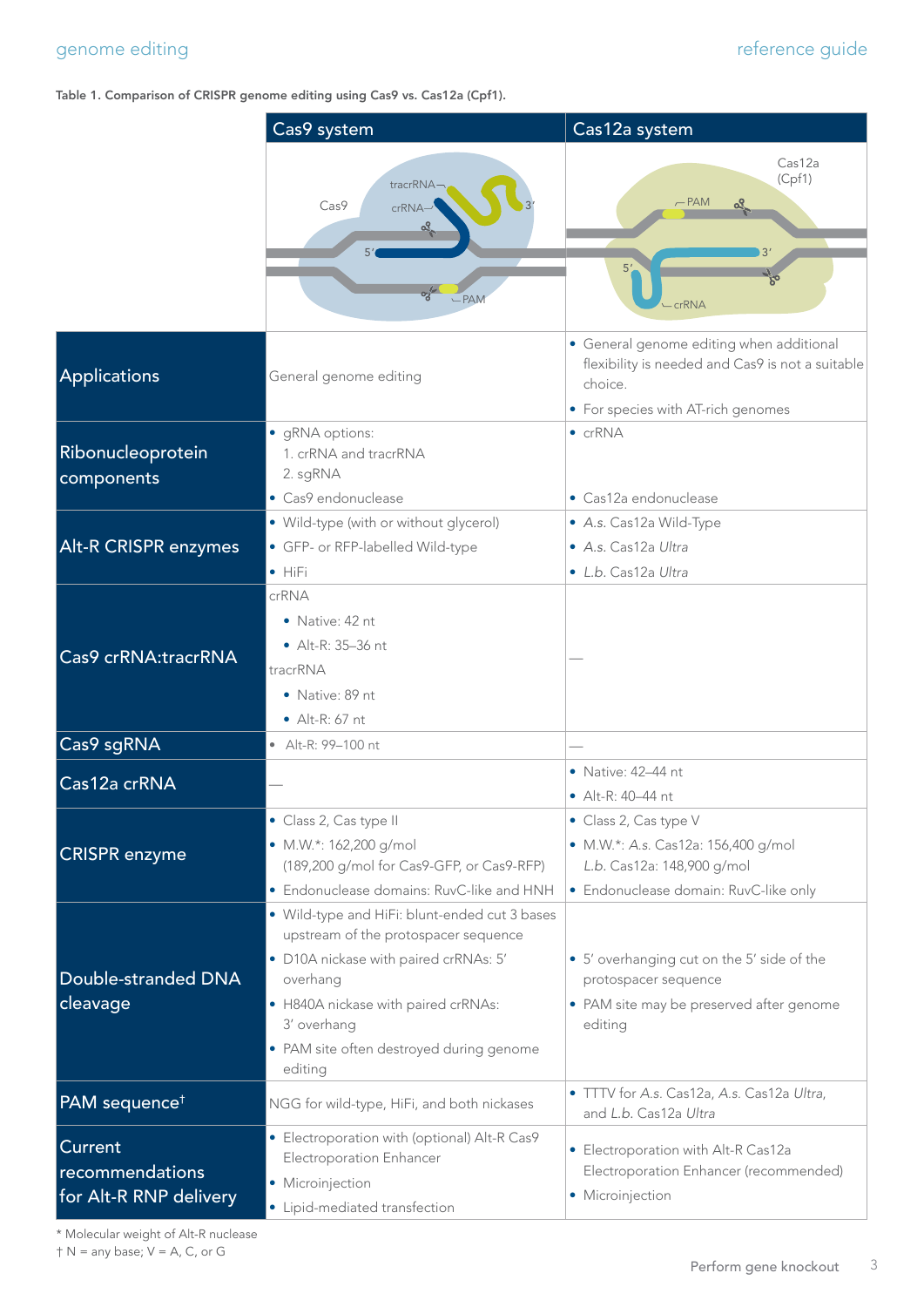**Table 1. Comparison of CRISPR genome editing using Cas9 vs. Cas12a (Cpf1).**

| | Cas9 system | Cas12a system |
|---|---|---|
| Applications | General genome editing | • General genome editing when additional flexibility is needed and Cas9 is not a suitable choice.<br>• For species with AT-rich genomes |
| Ribonucleoprotein components | • gRNA options:<br>1. crRNA and tracrRNA<br>2. sgRNA<br>• Cas9 endonuclease | • crRNA<br>• Cas12a endonuclease |
| Alt-R CRISPR enzymes | • Wild-type (with or without glycerol)<br>• GFP- or RFP-labelled Wild-type<br>• HiFi | • *A.s.* Cas12a Wild-Type<br>• *A.s.* Cas12a *Ultra*<br>• *L.b.* Cas12a *Ultra* |
| Cas9 crRNA:tracrRNA | crRNA<br>• Native: 42 nt<br>• Alt-R: 35–36 nt<br>tracrRNA<br>• Native: 89 nt<br>• Alt-R: 67 nt | — |
| Cas9 sgRNA | • Alt-R: 99–100 nt | — |
| Cas12a crRNA | — | • Native: 42–44 nt<br>• Alt-R: 40–44 nt |
| CRISPR enzyme | • Class 2, Cas type II<br>• M.W.*: 162,200 g/mol (189,200 g/mol for Cas9-GFP, or Cas9-RFP)<br>• Endonuclease domains: RuvC-like and HNH | • Class 2, Cas type V<br>• M.W.*: *A.s.* Cas12a: 156,400 g/mol *L.b.* Cas12a: 148,900 g/mol<br>• Endonuclease domain: RuvC-like only |
| Double-stranded DNA cleavage | • Wild-type and HiFi: blunt-ended cut 3 bases upstream of the protospacer sequence<br>• D10A nickase with paired crRNAs: 5′ overhang<br>• H840A nickase with paired crRNAs: 3′ overhang<br>• PAM site often destroyed during genome editing | • 5′ overhanging cut on the 5′ side of the protospacer sequence<br>• PAM site may be preserved after genome editing |
| PAM sequence† | NGG for wild-type, HiFi, and both nickases | • TTTV for *A.s.* Cas12a, *A.s.* Cas12a *Ultra*, and *L.b.* Cas12a *Ultra* |
| Current recommendations for Alt-R RNP delivery | • Electroporation with (optional) Alt-R Cas9 Electroporation Enhancer<br>• Microinjection<br>• Lipid-mediated transfection | • Electroporation with Alt-R Cas12a Electroporation Enhancer (recommended)<br>• Microinjection |

\* Molecular weight of Alt-R nuclease
† N = any base; V = A, C, or G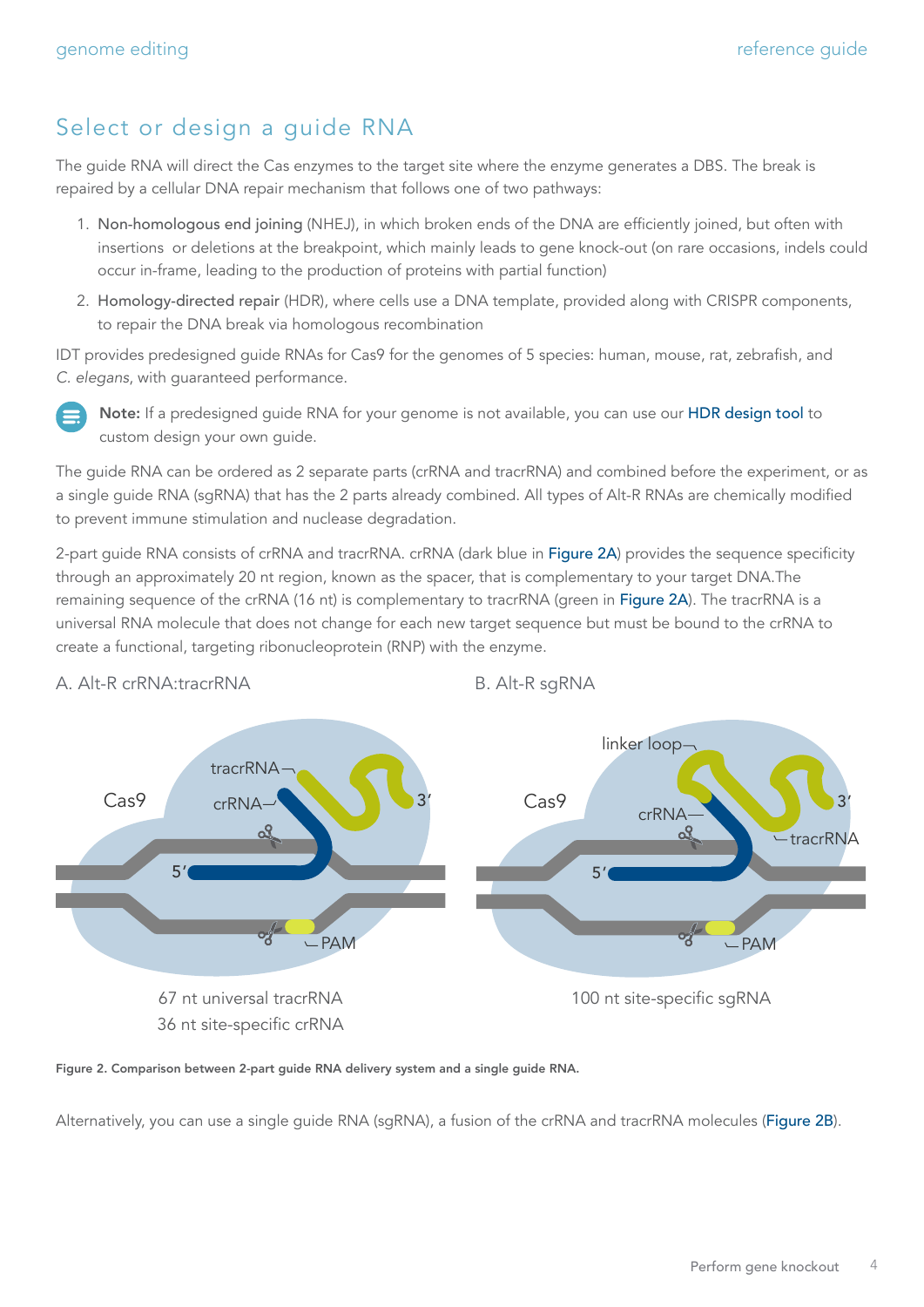## Select or design a guide RNA

The guide RNA will direct the Cas enzymes to the target site where the enzyme generates a DBS. The break is repaired by a cellular DNA repair mechanism that follows one of two pathways:

1. Non-homologous end joining (NHEJ), in which broken ends of the DNA are efficiently joined, but often with insertions or deletions at the breakpoint, which mainly leads to gene knock-out (on rare occasions, indels could occur in-frame, leading to the production of proteins with partial function)
2. Homology-directed repair (HDR), where cells use a DNA template, provided along with CRISPR components, to repair the DNA break via homologous recombination

IDT provides predesigned guide RNAs for Cas9 for the genomes of 5 species: human, mouse, rat, zebrafish, and *C. elegans*, with guaranteed performance.

**Note:** If a predesigned guide RNA for your genome is not available, you can use our HDR design tool to custom design your own guide.

The guide RNA can be ordered as 2 separate parts (crRNA and tracrRNA) and combined before the experiment, or as a single guide RNA (sgRNA) that has the 2 parts already combined. All types of Alt-R RNAs are chemically modified to prevent immune stimulation and nuclease degradation.

2-part guide RNA consists of crRNA and tracrRNA. crRNA (dark blue in Figure 2A) provides the sequence specificity through an approximately 20 nt region, known as the spacer, that is complementary to your target DNA.The remaining sequence of the crRNA (16 nt) is complementary to tracrRNA (green in Figure 2A). The tracrRNA is a universal RNA molecule that does not change for each new target sequence but must be bound to the crRNA to create a functional, targeting ribonucleoprotein (RNP) with the enzyme.

A. Alt-R crRNA:tracrRNA

67 nt universal tracrRNA
36 nt site-specific crRNA

B. Alt-R sgRNA

100 nt site-specific sgRNA

**Figure 2. Comparison between 2-part guide RNA delivery system and a single guide RNA.**

Alternatively, you can use a single guide RNA (sgRNA), a fusion of the crRNA and tracrRNA molecules (Figure 2B).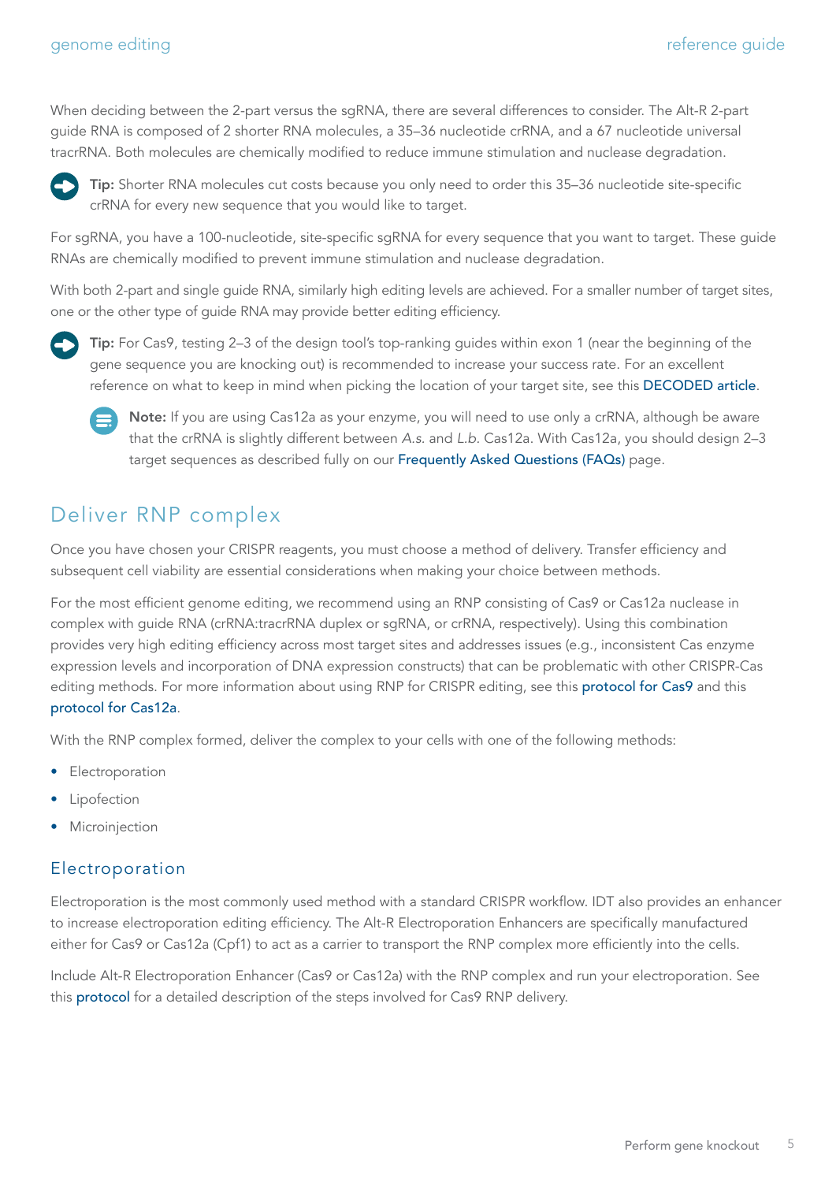When deciding between the 2-part versus the sgRNA, there are several differences to consider. The Alt-R 2-part guide RNA is composed of 2 shorter RNA molecules, a 35–36 nucleotide crRNA, and a 67 nucleotide universal tracrRNA. Both molecules are chemically modified to reduce immune stimulation and nuclease degradation.

**Tip:** Shorter RNA molecules cut costs because you only need to order this 35–36 nucleotide site-specific crRNA for every new sequence that you would like to target.

For sgRNA, you have a 100-nucleotide, site-specific sgRNA for every sequence that you want to target. These guide RNAs are chemically modified to prevent immune stimulation and nuclease degradation.

With both 2-part and single guide RNA, similarly high editing levels are achieved. For a smaller number of target sites, one or the other type of guide RNA may provide better editing efficiency.

**Tip:** For Cas9, testing 2–3 of the design tool's top-ranking guides within exon 1 (near the beginning of the gene sequence you are knocking out) is recommended to increase your success rate. For an excellent reference on what to keep in mind when picking the location of your target site, see this DECODED article.

> **Note:** If you are using Cas12a as your enzyme, you will need to use only a crRNA, although be aware that the crRNA is slightly different between *A.s.* and *L.b.* Cas12a. With Cas12a, you should design 2–3 target sequences as described fully on our Frequently Asked Questions (FAQs) page.

## Deliver RNP complex

Once you have chosen your CRISPR reagents, you must choose a method of delivery. Transfer efficiency and subsequent cell viability are essential considerations when making your choice between methods.

For the most efficient genome editing, we recommend using an RNP consisting of Cas9 or Cas12a nuclease in complex with guide RNA (crRNA:tracrRNA duplex or sgRNA, or crRNA, respectively). Using this combination provides very high editing efficiency across most target sites and addresses issues (e.g., inconsistent Cas enzyme expression levels and incorporation of DNA expression constructs) that can be problematic with other CRISPR-Cas editing methods. For more information about using RNP for CRISPR editing, see this protocol for Cas9 and this protocol for Cas12a.

With the RNP complex formed, deliver the complex to your cells with one of the following methods:

- Electroporation
- Lipofection
- Microinjection

### Electroporation

Electroporation is the most commonly used method with a standard CRISPR workflow. IDT also provides an enhancer to increase electroporation editing efficiency. The Alt-R Electroporation Enhancers are specifically manufactured either for Cas9 or Cas12a (Cpf1) to act as a carrier to transport the RNP complex more efficiently into the cells.

Include Alt-R Electroporation Enhancer (Cas9 or Cas12a) with the RNP complex and run your electroporation. See this protocol for a detailed description of the steps involved for Cas9 RNP delivery.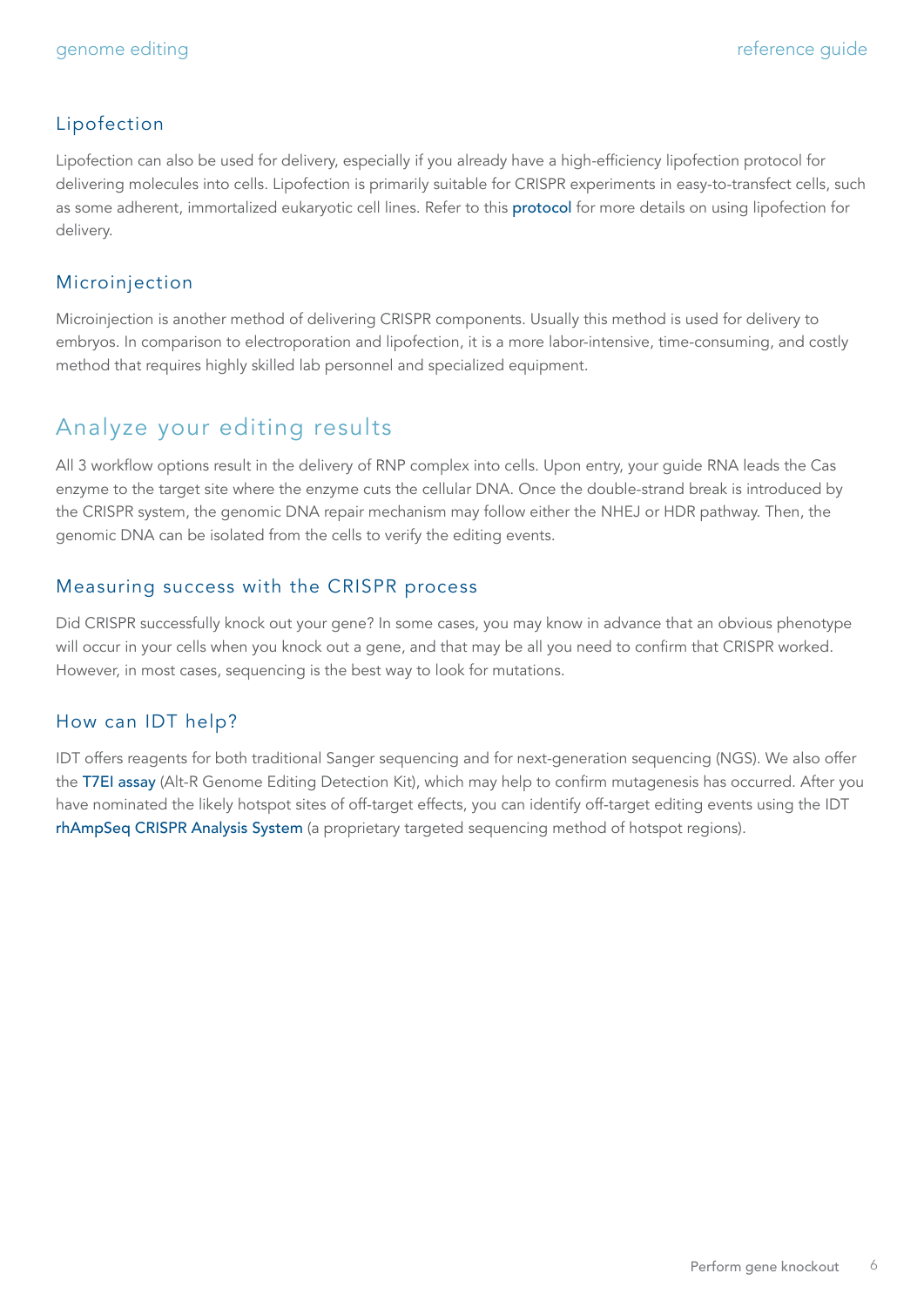### Lipofection

Lipofection can also be used for delivery, especially if you already have a high-efficiency lipofection protocol for delivering molecules into cells. Lipofection is primarily suitable for CRISPR experiments in easy-to-transfect cells, such as some adherent, immortalized eukaryotic cell lines. Refer to this protocol for more details on using lipofection for delivery.

### Microinjection

Microinjection is another method of delivering CRISPR components. Usually this method is used for delivery to embryos. In comparison to electroporation and lipofection, it is a more labor-intensive, time-consuming, and costly method that requires highly skilled lab personnel and specialized equipment.

## Analyze your editing results

All 3 workflow options result in the delivery of RNP complex into cells. Upon entry, your guide RNA leads the Cas enzyme to the target site where the enzyme cuts the cellular DNA. Once the double-strand break is introduced by the CRISPR system, the genomic DNA repair mechanism may follow either the NHEJ or HDR pathway. Then, the genomic DNA can be isolated from the cells to verify the editing events.

### Measuring success with the CRISPR process

Did CRISPR successfully knock out your gene? In some cases, you may know in advance that an obvious phenotype will occur in your cells when you knock out a gene, and that may be all you need to confirm that CRISPR worked. However, in most cases, sequencing is the best way to look for mutations.

### How can IDT help?

IDT offers reagents for both traditional Sanger sequencing and for next-generation sequencing (NGS). We also offer the T7EI assay (Alt-R Genome Editing Detection Kit), which may help to confirm mutagenesis has occurred. After you have nominated the likely hotspot sites of off-target effects, you can identify off-target editing events using the IDT rhAmpSeq CRISPR Analysis System (a proprietary targeted sequencing method of hotspot regions).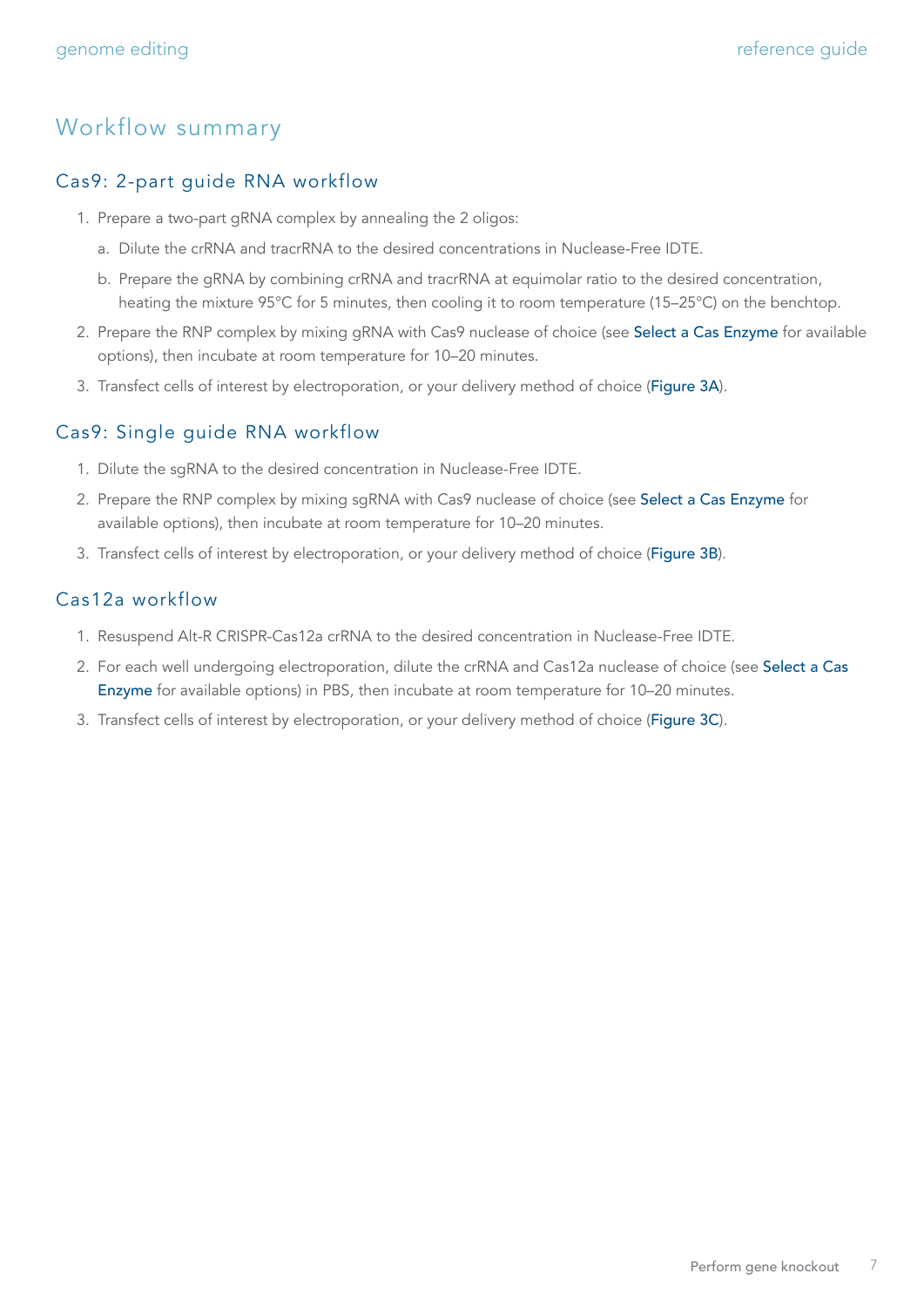## Workflow summary

### Cas9: 2-part guide RNA workflow

1. Prepare a two-part gRNA complex by annealing the 2 oligos:
   a. Dilute the crRNA and tracrRNA to the desired concentrations in Nuclease-Free IDTE.
   b. Prepare the gRNA by combining crRNA and tracrRNA at equimolar ratio to the desired concentration, heating the mixture 95°C for 5 minutes, then cooling it to room temperature (15–25°C) on the benchtop.
2. Prepare the RNP complex by mixing gRNA with Cas9 nuclease of choice (see Select a Cas Enzyme for available options), then incubate at room temperature for 10–20 minutes.
3. Transfect cells of interest by electroporation, or your delivery method of choice (Figure 3A).

### Cas9: Single guide RNA workflow

1. Dilute the sgRNA to the desired concentration in Nuclease-Free IDTE.
2. Prepare the RNP complex by mixing sgRNA with Cas9 nuclease of choice (see Select a Cas Enzyme for available options), then incubate at room temperature for 10–20 minutes.
3. Transfect cells of interest by electroporation, or your delivery method of choice (Figure 3B).

### Cas12a workflow

1. Resuspend Alt-R CRISPR-Cas12a crRNA to the desired concentration in Nuclease-Free IDTE.
2. For each well undergoing electroporation, dilute the crRNA and Cas12a nuclease of choice (see Select a Cas Enzyme for available options) in PBS, then incubate at room temperature for 10–20 minutes.
3. Transfect cells of interest by electroporation, or your delivery method of choice (Figure 3C).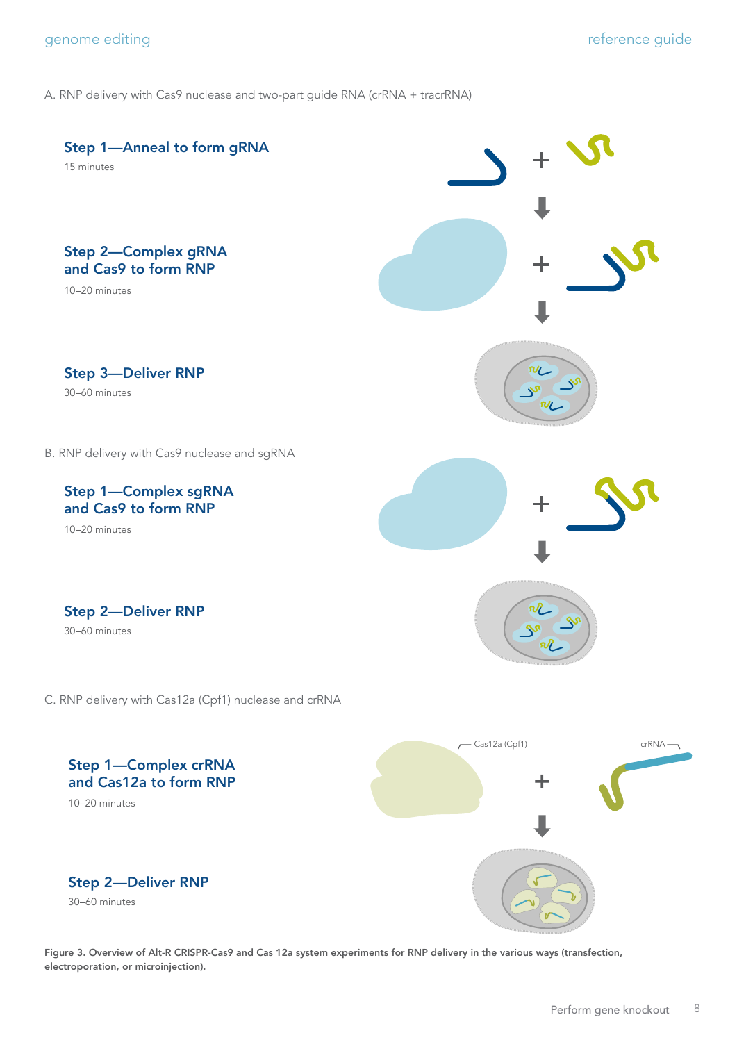A. RNP delivery with Cas9 nuclease and two-part guide RNA (crRNA + tracrRNA)

### Step 1—Anneal to form gRNA

15 minutes

### Step 2—Complex gRNA and Cas9 to form RNP

10–20 minutes

### Step 3—Deliver RNP

30–60 minutes

B. RNP delivery with Cas9 nuclease and sgRNA

### Step 1—Complex sgRNA and Cas9 to form RNP

10–20 minutes

### Step 2—Deliver RNP

30–60 minutes

C. RNP delivery with Cas12a (Cpf1) nuclease and crRNA

### Step 1—Complex crRNA and Cas12a to form RNP

10–20 minutes

Cas12a (Cpf1)

crRNA

### Step 2—Deliver RNP

30–60 minutes

**Figure 3. Overview of Alt-R CRISPR-Cas9 and Cas 12a system experiments for RNP delivery in the various ways (transfection, electroporation, or microinjection).**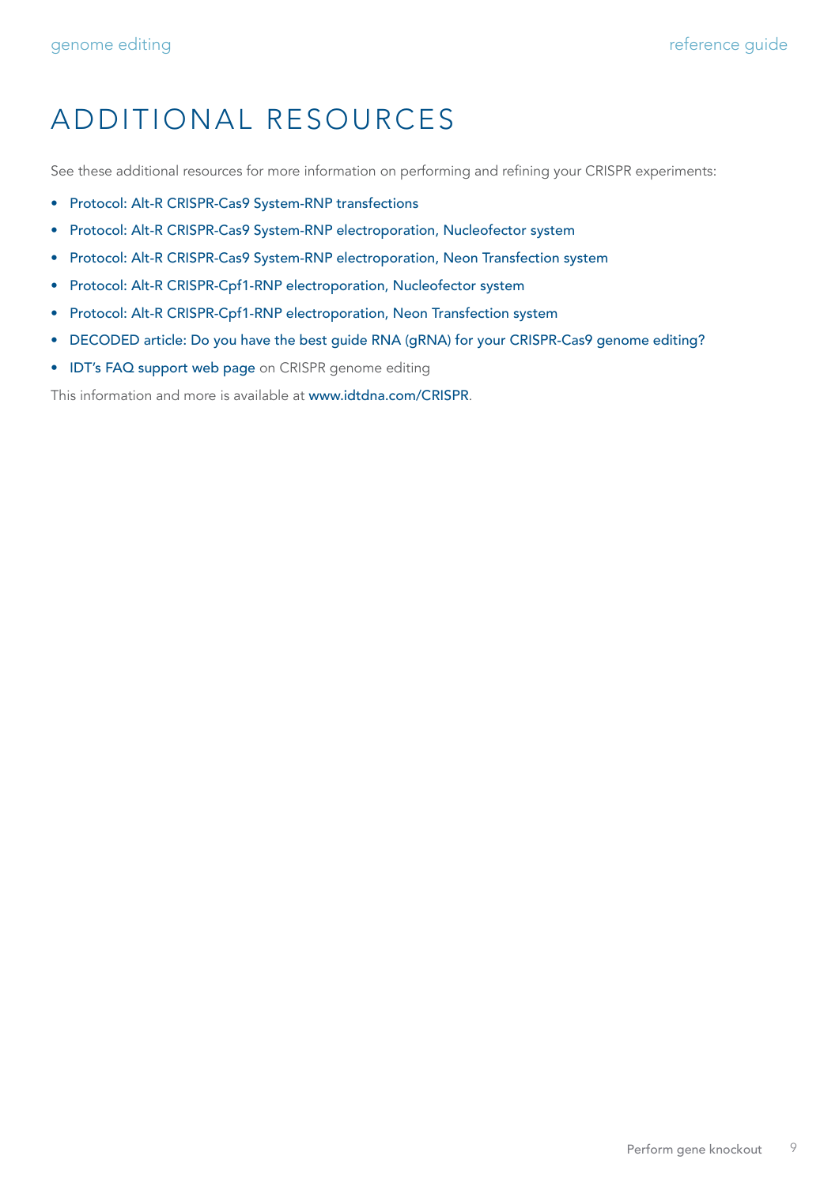# ADDITIONAL RESOURCES

See these additional resources for more information on performing and refining your CRISPR experiments:

- Protocol: Alt-R CRISPR-Cas9 System-RNP transfections
- Protocol: Alt-R CRISPR-Cas9 System-RNP electroporation, Nucleofector system
- Protocol: Alt-R CRISPR-Cas9 System-RNP electroporation, Neon Transfection system
- Protocol: Alt-R CRISPR-Cpf1-RNP electroporation, Nucleofector system
- Protocol: Alt-R CRISPR-Cpf1-RNP electroporation, Neon Transfection system
- DECODED article: Do you have the best guide RNA (gRNA) for your CRISPR-Cas9 genome editing?
- IDT's FAQ support web page on CRISPR genome editing

This information and more is available at www.idtdna.com/CRISPR.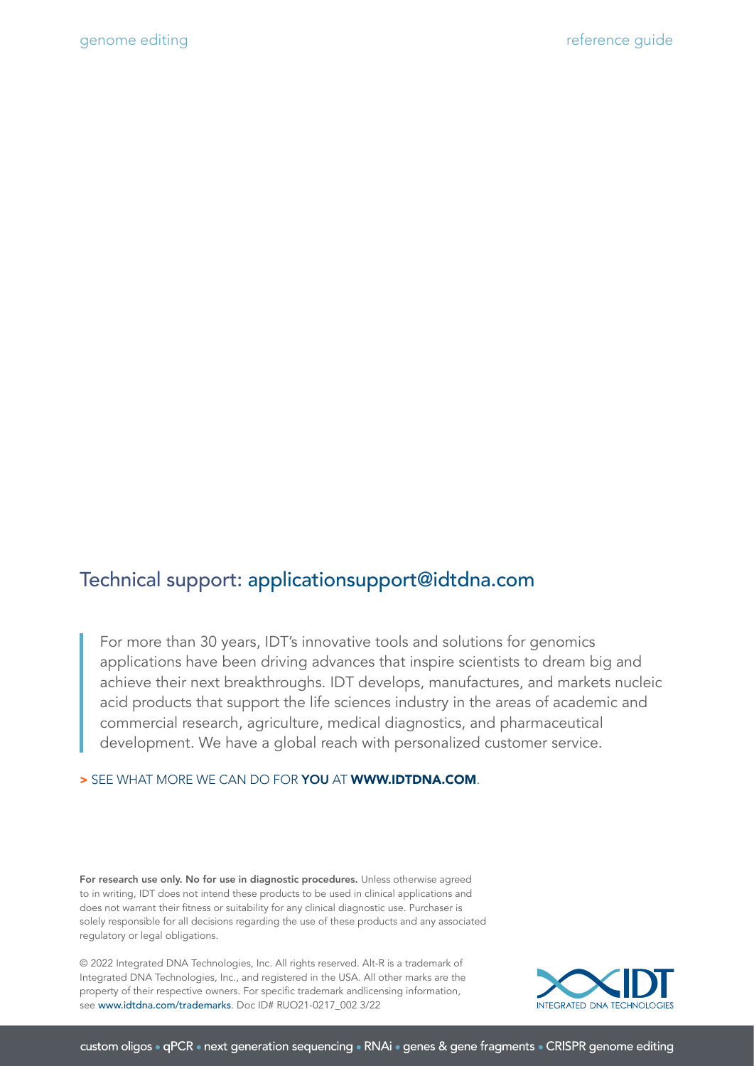## Technical support: applicationsupport@idtdna.com

For more than 30 years, IDT's innovative tools and solutions for genomics applications have been driving advances that inspire scientists to dream big and achieve their next breakthroughs. IDT develops, manufactures, and markets nucleic acid products that support the life sciences industry in the areas of academic and commercial research, agriculture, medical diagnostics, and pharmaceutical development. We have a global reach with personalized customer service.

> SEE WHAT MORE WE CAN DO FOR **YOU** AT **WWW.IDTDNA.COM**.

**For research use only. No for use in diagnostic procedures.** Unless otherwise agreed to in writing, IDT does not intend these products to be used in clinical applications and does not warrant their fitness or suitability for any clinical diagnostic use. Purchaser is solely responsible for all decisions regarding the use of these products and any associated regulatory or legal obligations.

© 2022 Integrated DNA Technologies, Inc. All rights reserved. Alt-R is a trademark of Integrated DNA Technologies, Inc., and registered in the USA. All other marks are the property of their respective owners. For specific trademark andlicensing information, see www.idtdna.com/trademarks. Doc ID# RUO21-0217_002 3/22

IDT INTEGRATED DNA TECHNOLOGIES

custom oligos • qPCR • next generation sequencing • RNAi • genes & gene fragments • CRISPR genome editing